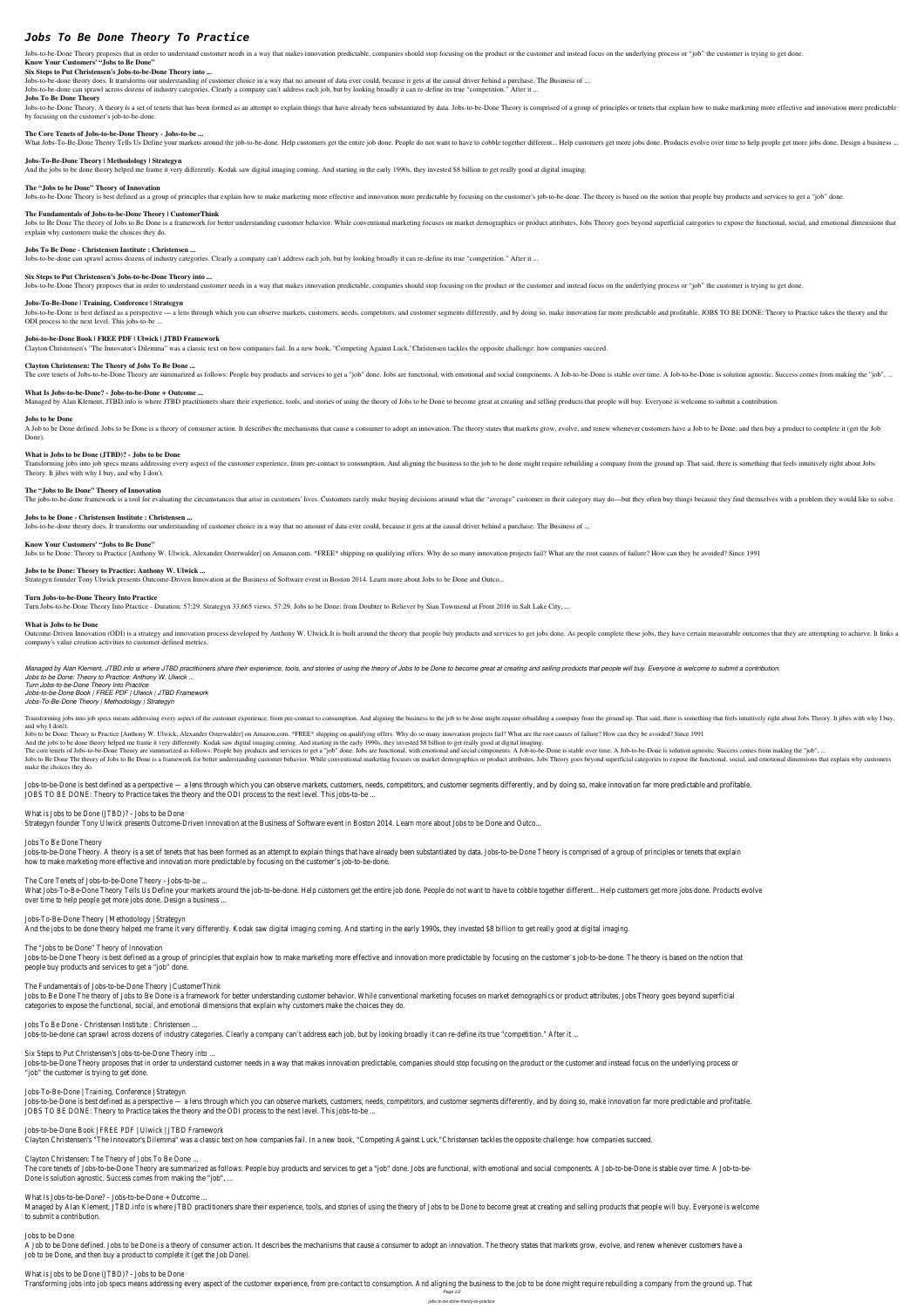# Jobs To Be Done Theory To Practice

Jobs-to-be-Done Theory proposes that in order to understand customer needs in a way that makes innovation predictable, companies should stop focusing on the product or the customer and instead focus on the underlying process or "job" the customer is trying to get done.

**Know Your Customers' "Jobs to Be Done"**

**Six Steps to Put Christensen's Jobs-to-be-Done Theory into ...**

Jobs-to-be-done theory does. It transforms our understanding of customer choice in a way that no amount of data ever could, because it gets at the causal driver behind a purchase. The Business of ...

Jobs-to-be-done can sprawl across dozens of industry categories. Clearly a company can't address each job, but by looking broadly it can re-define its true "competition." After it ...

**Jobs To Be Done Theory**

Jobs-to-be-Done Theory. A theory is a set of tenets that has been formed as an attempt to explain things that have already been substantiated by data. Jobs-to-be-Done Theory is comprised of a group of principles or tenets that explain how to make marketing more effective and innovation more predictable by focusing on the customer's job-to-be-done.

**The Core Tenets of Jobs-to-be-Done Theory - Jobs-to-be ...**

What Jobs-To-Be-Done Theory Tells Us Define your markets around the job-to-be-done. Help customers get the entire job done. People do not want to have to cobble together different... Help customers get more jobs done. Products evolve over time to help people get more jobs done. Design a business ...

**Jobs-To-Be-Done Theory | Methodology | Strategyn**

And the jobs to be done theory helped me frame it very differently. Kodak saw digital imaging coming. And starting in the early 1990s, they invested $8 billion to get really good at digital imaging.

**The "Jobs to be Done" Theory of Innovation**

Jobs-to-be-Done Theory is best defined as a group of principles that explain how to make marketing more effective and innovation more predictable by focusing on the customer's job-to-be-done. The theory is based on the notion that people buy products and services to get a "job" done.

**The Fundamentals of Jobs-to-be-Done Theory | CustomerThink**

Jobs to Be Done The theory of Jobs to Be Done is a framework for better understanding customer behavior. While conventional marketing focuses on market demographics or product attributes, Jobs Theory goes beyond superficial categories to expose the functional, social, and emotional dimensions that explain why customers make the choices they do.

**Jobs To Be Done - Christensen Institute : Christensen ...**

Jobs-to-be-done can sprawl across dozens of industry categories. Clearly a company can't address each job, but by looking broadly it can re-define its true "competition." After it ...

**Six Steps to Put Christensen's Jobs-to-be-Done Theory into ...**

Jobs-to-be-Done Theory proposes that in order to understand customer needs in a way that makes innovation predictable, companies should stop focusing on the product or the customer and instead focus on the underlying process or "job" the customer is trying to get done.

**Jobs-To-Be-Done | Training, Conference | Strategyn**

Jobs-to-be-Done is best defined as a perspective — a lens through which you can observe markets, customers, needs, competitors, and customer segments differently, and by doing so, make innovation far more predictable and profitable. JOBS TO BE DONE: Theory to Practice takes the theory and the ODI process to the next level. This jobs-to-be ...

**Jobs-to-be-Done Book | FREE PDF | Ulwick | JTBD Framework**

Clayton Christensen's "The Innovator's Dilemma" was a classic text on how companies fail. In a new book, "Competing Against Luck,"Christensen tackles the opposite challenge: how companies succeed.

**Clayton Christensen: The Theory of Jobs To Be Done ...**

The core tenets of Jobs-to-be-Done Theory are summarized as follows: People buy products and services to get a "job" done. Jobs are functional, with emotional and social components. A Job-to-be-Done is stable over time. A Job-to-be-Done is solution agnostic. Success comes from making the "job", ...

**What Is Jobs-to-be-Done? - Jobs-to-be-Done + Outcome ...**

Managed by Alan Klement, JTBD.info is where JTBD practitioners share their experience, tools, and stories of using the theory of Jobs to be Done to become great at creating and selling products that people will buy. Everyone is welcome to submit a contribution.

**Jobs to be Done**

A Job to be Done defined. Jobs to be Done is a theory of consumer action. It describes the mechanisms that cause a consumer to adopt an innovation. The theory states that markets grow, evolve, and renew whenever customers have a Job to be Done, and then buy a product to complete it (get the Job Done).

**What is Jobs to be Done (JTBD)? - Jobs to be Done**

Transforming jobs into job specs means addressing every aspect of the customer experience, from pre-contact to consumption. And aligning the business to the job to be done might require rebuilding a company from the ground up. That said, there is something that feels intuitively right about Jobs Theory. It jibes with why I buy, and why I don't.

**The "Jobs to Be Done" Theory of Innovation**

The jobs-to-be-done framework is a tool for evaluating the circumstances that arise in customers' lives. Customers rarely make buying decisions around what the "average" customer in their category may do—but they often buy things because they find themselves with a problem they would like to solve.

**Jobs to be Done - Christensen Institute : Christensen ...**

Jobs-to-be-done theory does. It transforms our understanding of customer choice in a way that no amount of data ever could, because it gets at the causal driver behind a purchase. The Business of ...

**Know Your Customers' "Jobs to Be Done"**

Jobs to be Done: Theory to Practice [Anthony W. Ulwick, Alexander Osterwalder] on Amazon.com. *FREE* shipping on qualifying offers. Why do so many innovation projects fail? What are the root causes of failure? How can they be avoided? Since 1991

**Jobs to be Done: Theory to Practice: Anthony W. Ulwick ...**

Strategyn founder Tony Ulwick presents Outcome-Driven Innovation at the Business of Software event in Boston 2014. Learn more about Jobs to be Done and Outco...

**Turn Jobs-to-be-Done Theory Into Practice**

Turn Jobs-to-be-Done Theory Into Practice - Duration: 57:29. Strategyn 33,665 views. 57:29. Jobs to be Done: from Doubter to Believer by Sian Townsend at Front 2016 in Salt Lake City, ...

**What is Jobs to be Done**

Outcome-Driven Innovation (ODI) is a strategy and innovation process developed by Anthony W. Ulwick.It is built around the theory that people buy products and services to get jobs done. As people complete these jobs, they have certain measurable outcomes that they are attempting to achieve. It links a company's value creation activities to customer-defined metrics.

*Managed by Alan Klement, JTBD.info is where JTBD practitioners share their experience, tools, and stories of using the theory of Jobs to be Done to become great at creating and selling products that people will buy. Everyone is welcome to submit a contribution.*
*Jobs to be Done: Theory to Practice: Anthony W. Ulwick ...*
*Turn Jobs-to-be-Done Theory Into Practice*
*Jobs-to-be-Done Book | FREE PDF | Ulwick | JTBD Framework*
*Jobs-To-Be-Done Theory | Methodology | Strategyn*

Transforming jobs into job specs means addressing every aspect of the customer experience, from pre-contact to consumption. And aligning the business to the job to be done might require rebuilding a company from the ground up. That said, there is something that feels intuitively right about Jobs Theory. It jibes with why I buy, and why I don't.

Jobs to be Done: Theory to Practice [Anthony W. Ulwick, Alexander Osterwalder] on Amazon.com. *FREE* shipping on qualifying offers. Why do so many innovation projects fail? What are the root causes of failure? How can they be avoided? Since 1991

And the jobs to be done theory helped me frame it very differently. Kodak saw digital imaging coming. And starting in the early 1990s, they invested $8 billion to get really good at digital imaging.

The core tenets of Jobs-to-be-Done Theory are summarized as follows: People buy products and services to get a "job" done. Jobs are functional, with emotional and social components. A Job-to-be-Done is stable over time. A Job-to-be-Done is solution agnostic. Success comes from making the "job", ...

Jobs to Be Done The theory of Jobs to Be Done is a framework for better understanding customer behavior. While conventional marketing focuses on market demographics or product attributes, Jobs Theory goes beyond superficial categories to expose the functional, social, and emotional dimensions that explain why customers make the choices they do.

Jobs-to-be-Done is best defined as a perspective — a lens through which you can observe markets, customers, needs, competitors, and customer segments differently, and by doing so, make innovation far more predictable and profitable. JOBS TO BE DONE: Theory to Practice takes the theory and the ODI process to the next level. This jobs-to-be ...

What is Jobs to be Done (JTBD)? - Jobs to be Done

Strategyn founder Tony Ulwick presents Outcome-Driven Innovation at the Business of Software event in Boston 2014. Learn more about Jobs to be Done and Outco...

Jobs To Be Done Theory

Jobs-to-be-Done Theory. A theory is a set of tenets that has been formed as an attempt to explain things that have already been substantiated by data. Jobs-to-be-Done Theory is comprised of a group of principles or tenets that explain how to make marketing more effective and innovation more predictable by focusing on the customer's job-to-be-done.

The Core Tenets of Jobs-to-be-Done Theory - Jobs-to-be ...

What Jobs-To-Be-Done Theory Tells Us Define your markets around the job-to-be-done. Help customers get the entire job done. People do not want to have to cobble together different... Help customers get more jobs done. Products evolve over time to help people get more jobs done. Design a business ...

Jobs-To-Be-Done Theory | Methodology | Strategyn

And the jobs to be done theory helped me frame it very differently. Kodak saw digital imaging coming. And starting in the early 1990s, they invested $8 billion to get really good at digital imaging.

The "Jobs to be Done" Theory of Innovation

Jobs-to-be-Done Theory is best defined as a group of principles that explain how to make marketing more effective and innovation more predictable by focusing on the customer's job-to-be-done. The theory is based on the notion that people buy products and services to get a "job" done.

The Fundamentals of Jobs-to-be-Done Theory | CustomerThink

Jobs to Be Done The theory of Jobs to Be Done is a framework for better understanding customer behavior. While conventional marketing focuses on market demographics or product attributes, Jobs Theory goes beyond superficial categories to expose the functional, social, and emotional dimensions that explain why customers make the choices they do.

Jobs To Be Done - Christensen Institute : Christensen ...

Jobs-to-be-done can sprawl across dozens of industry categories. Clearly a company can't address each job, but by looking broadly it can re-define its true "competition." After it ...

Six Steps to Put Christensen's Jobs-to-be-Done Theory into ...

Jobs-to-be-Done Theory proposes that in order to understand customer needs in a way that makes innovation predictable, companies should stop focusing on the product or the customer and instead focus on the underlying process or "job" the customer is trying to get done.

Jobs-To-Be-Done | Training, Conference | Strategyn

Jobs-to-be-Done is best defined as a perspective — a lens through which you can observe markets, customers, needs, competitors, and customer segments differently, and by doing so, make innovation far more predictable and profitable. JOBS TO BE DONE: Theory to Practice takes the theory and the ODI process to the next level. This jobs-to-be ...

Jobs-to-be-Done Book | FREE PDF | Ulwick | JTBD Framework

Clayton Christensen's "The Innovator's Dilemma" was a classic text on how companies fail. In a new book, "Competing Against Luck,"Christensen tackles the opposite challenge: how companies succeed.

Clayton Christensen: The Theory of Jobs To Be Done ...

The core tenets of Jobs-to-be-Done Theory are summarized as follows: People buy products and services to get a "job" done. Jobs are functional, with emotional and social components. A Job-to-be-Done is stable over time. A Job-to-be-Done is solution agnostic. Success comes from making the "job", ...

What Is Jobs-to-be-Done? - Jobs-to-be-Done + Outcome ...

Managed by Alan Klement, JTBD.info is where JTBD practitioners share their experience, tools, and stories of using the theory of Jobs to be Done to become great at creating and selling products that people will buy. Everyone is welcome to submit a contribution.

Jobs to be Done

A Job to be Done defined. Jobs to be Done is a theory of consumer action. It describes the mechanisms that cause a consumer to adopt an innovation. The theory states that markets grow, evolve, and renew whenever customers have a Job to be Done, and then buy a product to complete it (get the Job Done).

What is Jobs to be Done (JTBD)? - Jobs to be Done

Transforming jobs into job specs means addressing every aspect of the customer experience, from pre-contact to consumption. And aligning the business to the job to be done might require rebuilding a company from the ground up. That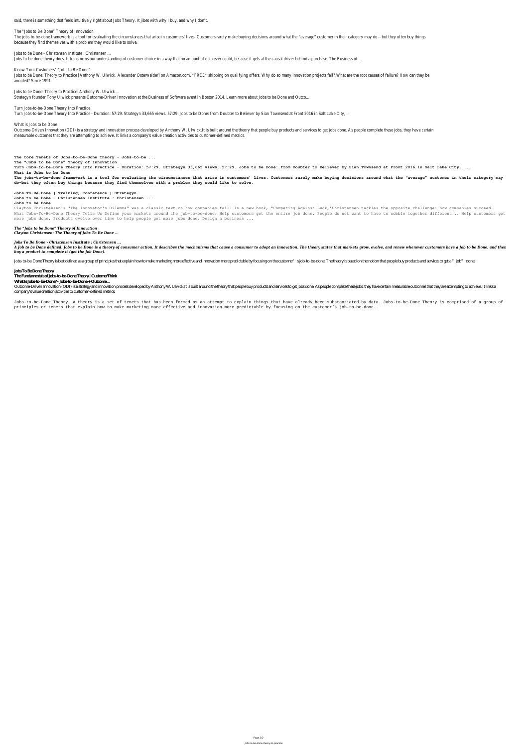said, there is something that feels intuitively right about Jobs Theory. It jibes with why I buy, and why I don't.

The "Jobs to Be Done" Theory of Innovation

The jobs-to-be-done framework is a tool for evaluating the circumstances that arise in customers' lives. Customers rarely make buying decisions around what the "average" customer in their category may do—but they often buy things because they find themselves with a problem they would like to solve.

Jobs to be Done - Christensen Institute : Christensen ...

Jobs-to-be-done theory does. It transforms our understanding of customer choice in a way that no amount of data ever could, because it gets at the causal driver behind a purchase. The Business of ...

Know Your Customers' "Jobs to Be Done"

Jobs to be Done: Theory to Practice [Anthony W. Ulwick, Alexander Osterwalder] on Amazon.com. *FREE* shipping on qualifying offers. Why do so many innovation projects fail? What are the root causes of failure? How can they be avoided? Since 1991

Jobs to be Done: Theory to Practice: Anthony W. Ulwick ...

Strategyn founder Tony Ulwick presents Outcome-Driven Innovation at the Business of Software event in Boston 2014. Learn more about Jobs to be Done and Outco...

Turn Jobs-to-be-Done Theory Into Practice

Turn Jobs-to-be-Done Theory Into Practice - Duration: 57:29. Strategyn 33,665 views. 57:29. Jobs to be Done: from Doubter to Believer by Sian Townsend at Front 2016 in Salt Lake City, ...

What is Jobs to be Done

Outcome-Driven Innovation (ODI) is a strategy and innovation process developed by Anthony W. Ulwick.It is built around the theory that people buy products and services to get jobs done. As people complete these jobs, they have certain measurable outcomes that they are attempting to achieve. It links a company's value creation activities to customer-defined metrics.

**The Core Tenets of Jobs-to-be-Done Theory - Jobs-to-be ...**

**The "Jobs to Be Done" Theory of Innovation**

**Turn Jobs-to-be-Done Theory Into Practice - Duration: 57:29. Strategyn 33,665 views. 57:29. Jobs to be Done: from Doubter to Believer by Sian Townsend at Front 2016 in Salt Lake City, ...**

**What is Jobs to be Done**

**The jobs-to-be-done framework is a tool for evaluating the circumstances that arise in customers' lives. Customers rarely make buying decisions around what the "average" customer in their category may do—but they often buy things because they find themselves with a problem they would like to solve.**

**Jobs-To-Be-Done | Training, Conference | Strategyn**

**Jobs to be Done - Christensen Institute : Christensen ...**

**Jobs to be Done**

Clayton Christensen's "The Innovator's Dilemma" was a classic text on how companies fail. In a new book, "Competing Against Luck,"Christensen tackles the opposite challenge: how companies succeed.

What Jobs-To-Be-Done Theory Tells Us Define your markets around the job-to-be-done. Help customers get the entire job done. People do not want to have to cobble together different... Help customers get more jobs done. Products evolve over time to help people get more jobs done. Design a business ...

***The "Jobs to be Done" Theory of Innovation***

***Clayton Christensen: The Theory of Jobs To Be Done ...***

***Jobs To Be Done - Christensen Institute : Christensen ...***

***A Job to be Done defined. Jobs to be Done is a theory of consumer action. It describes the mechanisms that cause a consumer to adopt an innovation. The theory states that markets grow, evolve, and renew whenever customers have a Job to be Done, and then buy a product to complete it (get the Job Done).***

Jobs-to-be-Done Theory is best defined as a group of principles that explain how to make marketing more effective and innovation more predictable by focusing on the customer's job-to-be-done. The theory is based on the notion that people buy products and services to get a "job" done.

**Jobs To Be Done Theory**

**The Fundamentals of Jobs-to-be-Done Theory | CustomerThink**

**What Is Jobs-to-be-Done? - Jobs-to-be-Done + Outcome ...**

Outcome-Driven Innovation (ODI) is a strategy and innovation process developed by Anthony W. Ulwick.It is built around the theory that people buy products and services to get jobs done. As people complete these jobs, they have certain measurable outcomes that they are attempting to achieve. It links a company's value creation activities to customer-defined metrics.

Jobs-to-be-Done Theory. A theory is a set of tenets that has been formed as an attempt to explain things that have already been substantiated by data. Jobs-to-be-Done Theory is comprised of a group of principles or tenets that explain how to make marketing more effective and innovation more predictable by focusing on the customer's job-to-be-done.